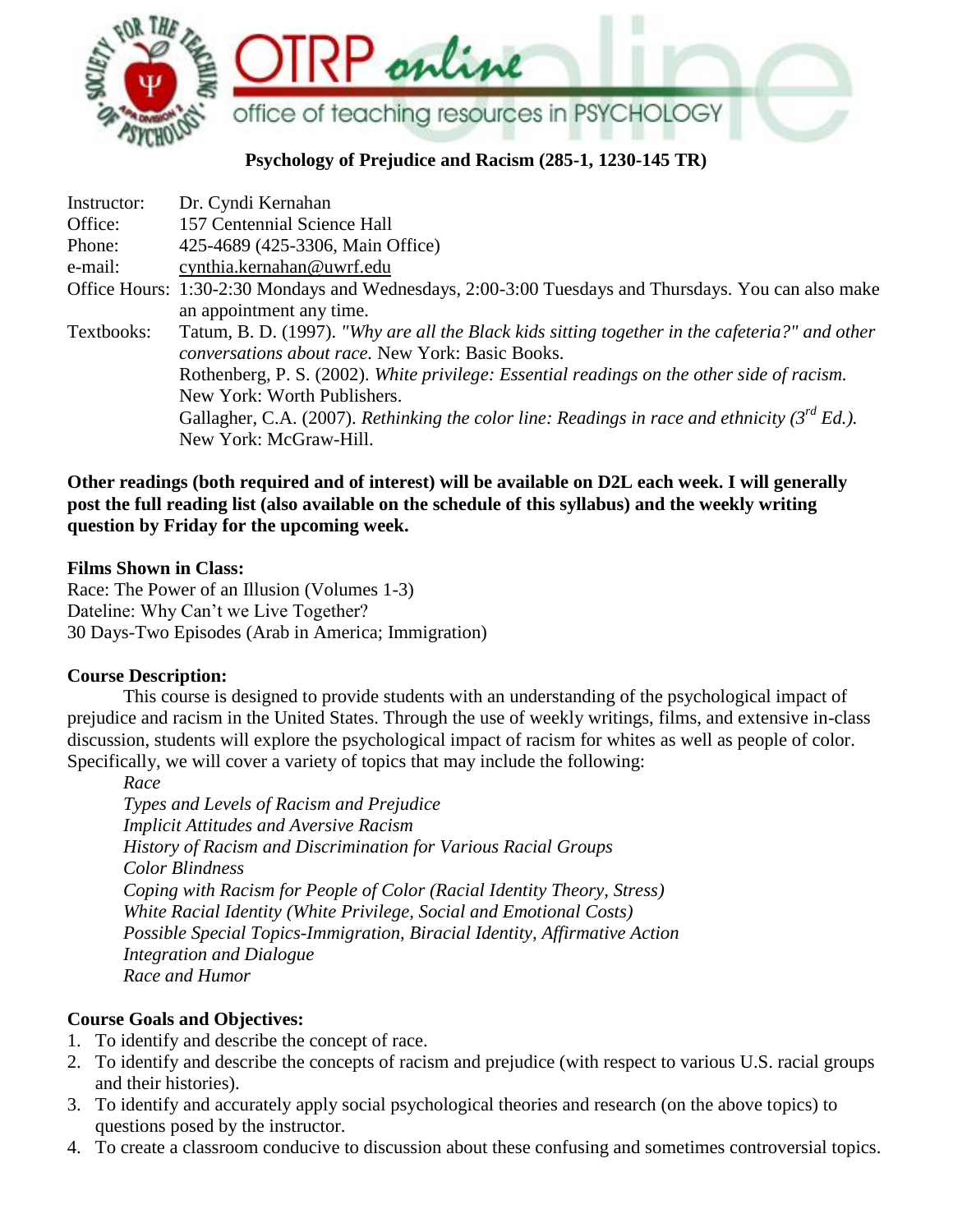# Psychology of Prejudice and Racism (285-1, 1230-145 TR)

| | |
|---|---|
| Instructor: | Dr. Cyndi Kernahan |
| Office: | 157 Centennial Science Hall |
| Phone: | 425-4689 (425-3306, Main Office) |
| e-mail: | cynthia.kernahan@uwrf.edu |
| Office Hours: | 1:30-2:30 Mondays and Wednesdays, 2:00-3:00 Tuesdays and Thursdays. You can also make an appointment any time. |
| Textbooks: | Tatum, B. D. (1997). *"Why are all the Black kids sitting together in the cafeteria?" and other conversations about race.* New York: Basic Books. |
| | Rothenberg, P. S. (2002). *White privilege: Essential readings on the other side of racism.* New York: Worth Publishers. |
| | Gallagher, C.A. (2007). *Rethinking the color line: Readings in race and ethnicity (3rd Ed.).* New York: McGraw-Hill. |

**Other readings (both required and of interest) will be available on D2L each week. I will generally post the full reading list (also available on the schedule of this syllabus) and the weekly writing question by Friday for the upcoming week.**

**Films Shown in Class:**

Race: The Power of an Illusion (Volumes 1-3)
Dateline: Why Can't we Live Together?
30 Days-Two Episodes (Arab in America; Immigration)

**Course Description:**

This course is designed to provide students with an understanding of the psychological impact of prejudice and racism in the United States. Through the use of weekly writings, films, and extensive in-class discussion, students will explore the psychological impact of racism for whites as well as people of color. Specifically, we will cover a variety of topics that may include the following:

*Race*
*Types and Levels of Racism and Prejudice*
*Implicit Attitudes and Aversive Racism*
*History of Racism and Discrimination for Various Racial Groups*
*Color Blindness*
*Coping with Racism for People of Color (Racial Identity Theory, Stress)*
*White Racial Identity (White Privilege, Social and Emotional Costs)*
*Possible Special Topics-Immigration, Biracial Identity, Affirmative Action*
*Integration and Dialogue*
*Race and Humor*

**Course Goals and Objectives:**

1. To identify and describe the concept of race.
2. To identify and describe the concepts of racism and prejudice (with respect to various U.S. racial groups and their histories).
3. To identify and accurately apply social psychological theories and research (on the above topics) to questions posed by the instructor.
4. To create a classroom conducive to discussion about these confusing and sometimes controversial topics.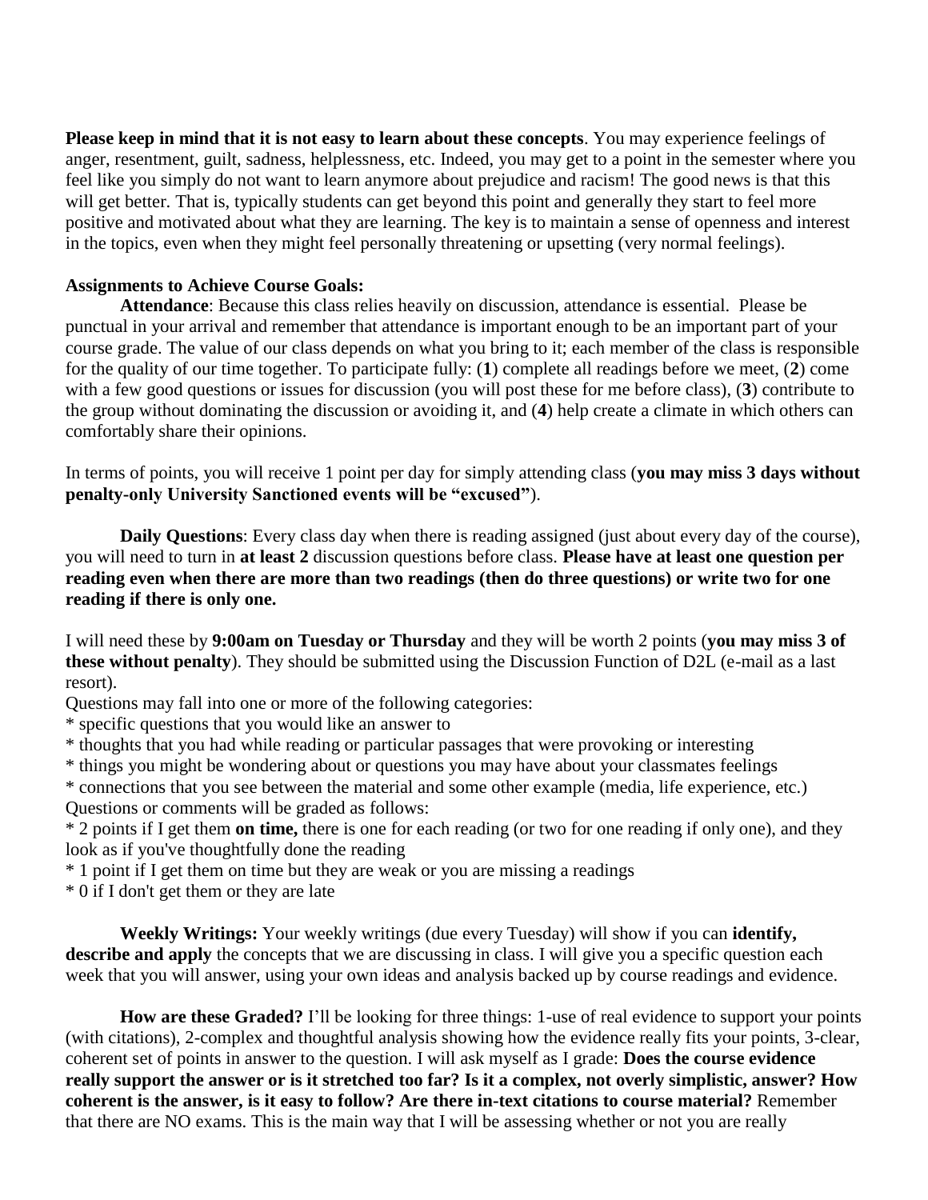**Please keep in mind that it is not easy to learn about these concepts**. You may experience feelings of anger, resentment, guilt, sadness, helplessness, etc. Indeed, you may get to a point in the semester where you feel like you simply do not want to learn anymore about prejudice and racism! The good news is that this will get better. That is, typically students can get beyond this point and generally they start to feel more positive and motivated about what they are learning. The key is to maintain a sense of openness and interest in the topics, even when they might feel personally threatening or upsetting (very normal feelings).

**Assignments to Achieve Course Goals:**

**Attendance**: Because this class relies heavily on discussion, attendance is essential. Please be punctual in your arrival and remember that attendance is important enough to be an important part of your course grade. The value of our class depends on what you bring to it; each member of the class is responsible for the quality of our time together. To participate fully: (**1**) complete all readings before we meet, (**2**) come with a few good questions or issues for discussion (you will post these for me before class), (**3**) contribute to the group without dominating the discussion or avoiding it, and (**4**) help create a climate in which others can comfortably share their opinions.

In terms of points, you will receive 1 point per day for simply attending class (**you may miss 3 days without penalty-only University Sanctioned events will be "excused"**).

**Daily Questions**: Every class day when there is reading assigned (just about every day of the course), you will need to turn in **at least 2** discussion questions before class. **Please have at least one question per reading even when there are more than two readings (then do three questions) or write two for one reading if there is only one.**

I will need these by **9:00am on Tuesday or Thursday** and they will be worth 2 points (**you may miss 3 of these without penalty**). They should be submitted using the Discussion Function of D2L (e-mail as a last resort).

Questions may fall into one or more of the following categories:

* specific questions that you would like an answer to
* thoughts that you had while reading or particular passages that were provoking or interesting
* things you might be wondering about or questions you may have about your classmates feelings
* connections that you see between the material and some other example (media, life experience, etc.)

Questions or comments will be graded as follows:

* 2 points if I get them **on time,** there is one for each reading (or two for one reading if only one), and they look as if you've thoughtfully done the reading
* 1 point if I get them on time but they are weak or you are missing a readings
* 0 if I don't get them or they are late

**Weekly Writings:** Your weekly writings (due every Tuesday) will show if you can **identify, describe and apply** the concepts that we are discussing in class. I will give you a specific question each week that you will answer, using your own ideas and analysis backed up by course readings and evidence.

**How are these Graded?** I'll be looking for three things: 1-use of real evidence to support your points (with citations), 2-complex and thoughtful analysis showing how the evidence really fits your points, 3-clear, coherent set of points in answer to the question. I will ask myself as I grade: **Does the course evidence really support the answer or is it stretched too far? Is it a complex, not overly simplistic, answer? How coherent is the answer, is it easy to follow? Are there in-text citations to course material?** Remember that there are NO exams. This is the main way that I will be assessing whether or not you are really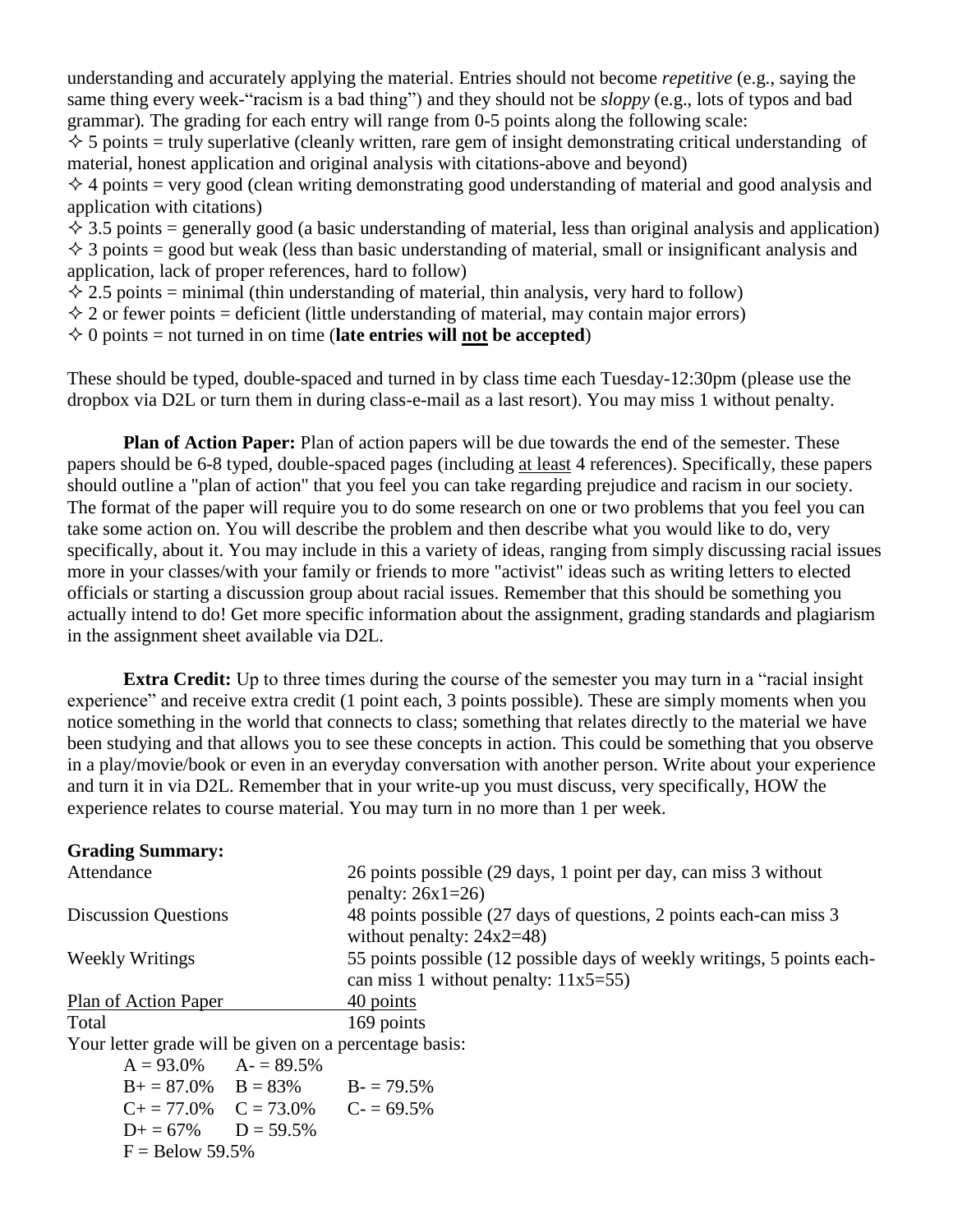understanding and accurately applying the material. Entries should not become *repetitive* (e.g., saying the same thing every week-"racism is a bad thing") and they should not be *sloppy* (e.g., lots of typos and bad grammar). The grading for each entry will range from 0-5 points along the following scale:

✧ 5 points = truly superlative (cleanly written, rare gem of insight demonstrating critical understanding of material, honest application and original analysis with citations-above and beyond)
✧ 4 points = very good (clean writing demonstrating good understanding of material and good analysis and application with citations)
✧ 3.5 points = generally good (a basic understanding of material, less than original analysis and application)
✧ 3 points = good but weak (less than basic understanding of material, small or insignificant analysis and application, lack of proper references, hard to follow)
✧ 2.5 points = minimal (thin understanding of material, thin analysis, very hard to follow)
✧ 2 or fewer points = deficient (little understanding of material, may contain major errors)
✧ 0 points = not turned in on time (**late entries will <u>not</u> be accepted**)

These should be typed, double-spaced and turned in by class time each Tuesday-12:30pm (please use the dropbox via D2L or turn them in during class-e-mail as a last resort). You may miss 1 without penalty.

**Plan of Action Paper:** Plan of action papers will be due towards the end of the semester. These papers should be 6-8 typed, double-spaced pages (including <u>at least</u> 4 references). Specifically, these papers should outline a "plan of action" that you feel you can take regarding prejudice and racism in our society. The format of the paper will require you to do some research on one or two problems that you feel you can take some action on. You will describe the problem and then describe what you would like to do, very specifically, about it. You may include in this a variety of ideas, ranging from simply discussing racial issues more in your classes/with your family or friends to more "activist" ideas such as writing letters to elected officials or starting a discussion group about racial issues. Remember that this should be something you actually intend to do! Get more specific information about the assignment, grading standards and plagiarism in the assignment sheet available via D2L.

**Extra Credit:** Up to three times during the course of the semester you may turn in a "racial insight experience" and receive extra credit (1 point each, 3 points possible). These are simply moments when you notice something in the world that connects to class; something that relates directly to the material we have been studying and that allows you to see these concepts in action. This could be something that you observe in a play/movie/book or even in an everyday conversation with another person. Write about your experience and turn it in via D2L. Remember that in your write-up you must discuss, very specifically, HOW the experience relates to course material. You may turn in no more than 1 per week.

**Grading Summary:**

| | |
|---|---|
| Attendance | 26 points possible (29 days, 1 point per day, can miss 3 without penalty: 26x1=26) |
| Discussion Questions | 48 points possible (27 days of questions, 2 points each-can miss 3 without penalty: 24x2=48) |
| Weekly Writings | 55 points possible (12 possible days of weekly writings, 5 points each-can miss 1 without penalty: 11x5=55) |
| <u>Plan of Action Paper</u> | <u>40 points</u> |
| Total | 169 points |

Your letter grade will be given on a percentage basis:

| | | |
|---|---|---|
| A = 93.0% | A- = 89.5% | |
| B+ = 87.0% | B = 83% | B- = 79.5% |
| C+ = 77.0% | C = 73.0% | C- = 69.5% |
| D+ = 67% | D = 59.5% | |
| F = Below 59.5% | | |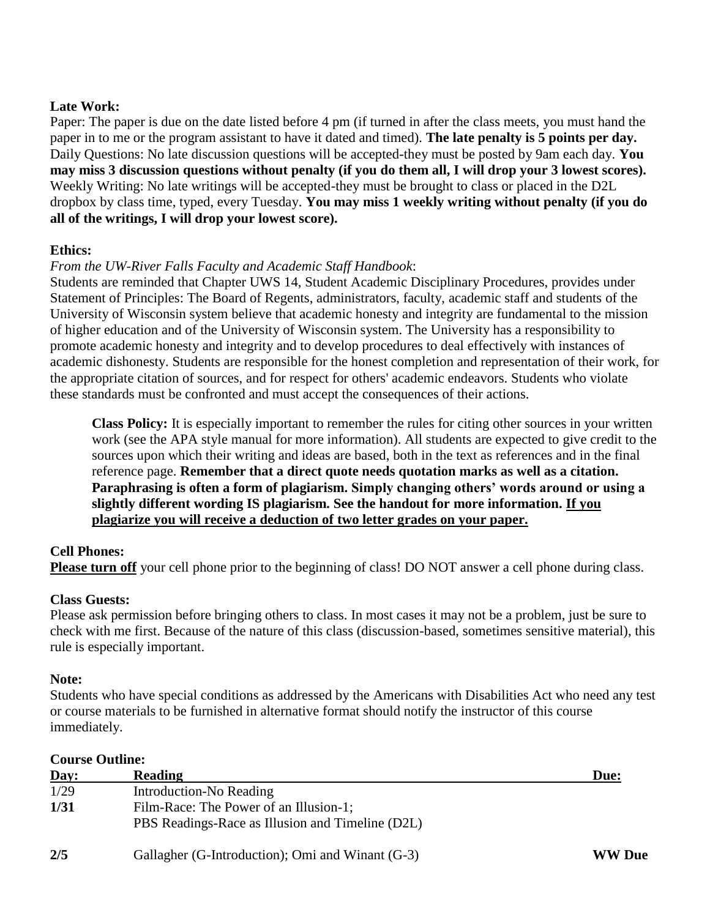**Late Work:**

Paper: The paper is due on the date listed before 4 pm (if turned in after the class meets, you must hand the paper in to me or the program assistant to have it dated and timed). **The late penalty is 5 points per day.**
Daily Questions: No late discussion questions will be accepted-they must be posted by 9am each day. **You may miss 3 discussion questions without penalty (if you do them all, I will drop your 3 lowest scores).**
Weekly Writing: No late writings will be accepted-they must be brought to class or placed in the D2L dropbox by class time, typed, every Tuesday. **You may miss 1 weekly writing without penalty (if you do all of the writings, I will drop your lowest score).**

**Ethics:**

*From the UW-River Falls Faculty and Academic Staff Handbook*:
Students are reminded that Chapter UWS 14, Student Academic Disciplinary Procedures, provides under Statement of Principles: The Board of Regents, administrators, faculty, academic staff and students of the University of Wisconsin system believe that academic honesty and integrity are fundamental to the mission of higher education and of the University of Wisconsin system. The University has a responsibility to promote academic honesty and integrity and to develop procedures to deal effectively with instances of academic dishonesty. Students are responsible for the honest completion and representation of their work, for the appropriate citation of sources, and for respect for others' academic endeavors. Students who violate these standards must be confronted and must accept the consequences of their actions.

> **Class Policy:** It is especially important to remember the rules for citing other sources in your written work (see the APA style manual for more information). All students are expected to give credit to the sources upon which their writing and ideas are based, both in the text as references and in the final reference page. **Remember that a direct quote needs quotation marks as well as a citation. Paraphrasing is often a form of plagiarism. Simply changing others' words around or using a slightly different wording IS plagiarism. See the handout for more information. <u>If you plagiarize you will receive a deduction of two letter grades on your paper.</u>**

**Cell Phones:**

**<u>Please turn off</u>** your cell phone prior to the beginning of class! DO NOT answer a cell phone during class.

**Class Guests:**

Please ask permission before bringing others to class. In most cases it may not be a problem, just be sure to check with me first. Because of the nature of this class (discussion-based, sometimes sensitive material), this rule is especially important.

**Note:**

Students who have special conditions as addressed by the Americans with Disabilities Act who need any test or course materials to be furnished in alternative format should notify the instructor of this course immediately.

**Course Outline:**

| Day: | Reading | Due: |
|---|---|---|
| 1/29 | Introduction-No Reading | |
| **1/31** | Film-Race: The Power of an Illusion-1; PBS Readings-Race as Illusion and Timeline (D2L) | |
| **2/5** | Gallagher (G-Introduction); Omi and Winant (G-3) | **WW Due** |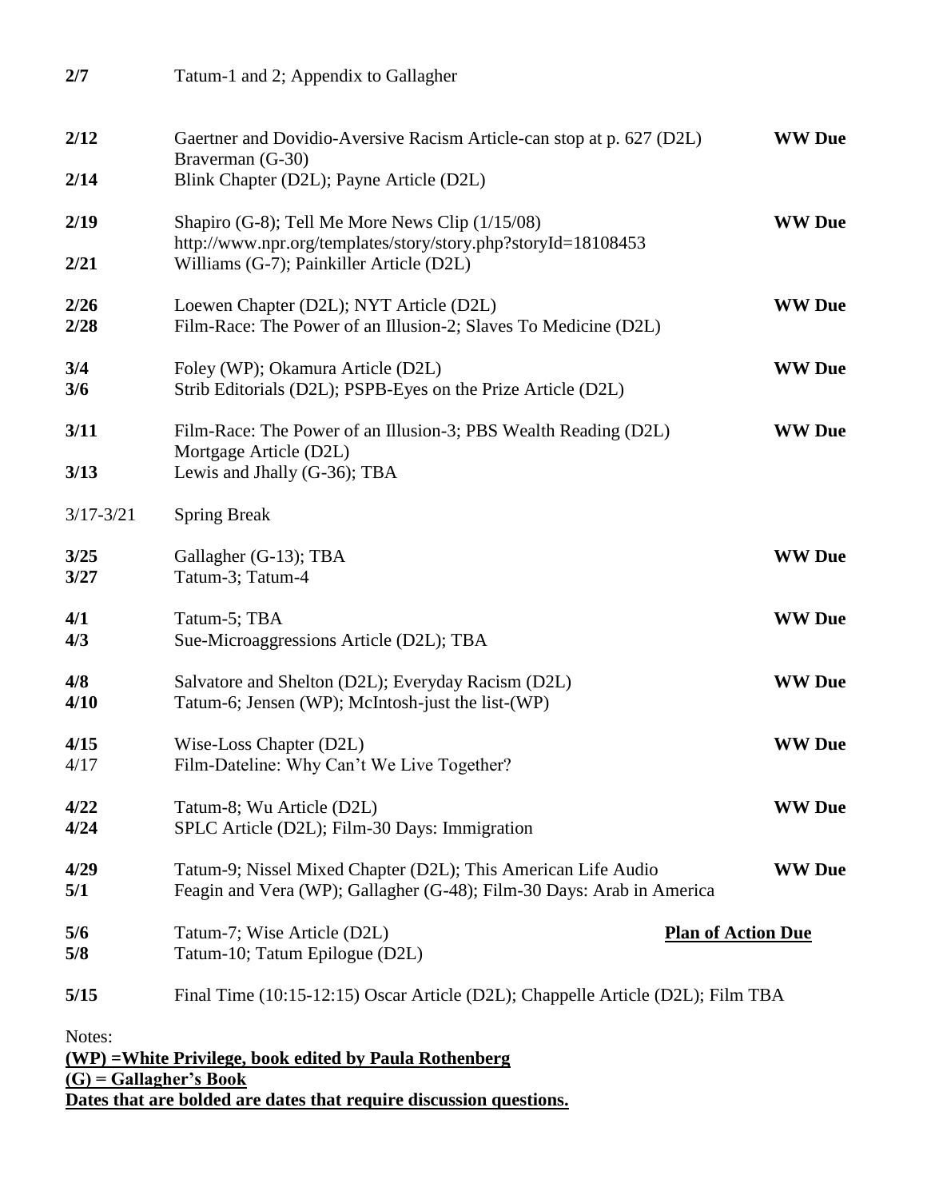| | | |
|---|---|---|
| **2/7** | Tatum-1 and 2; Appendix to Gallagher | |
| **2/12** | Gaertner and Dovidio-Aversive Racism Article-can stop at p. 627 (D2L) Braverman (G-30) | **WW Due** |
| **2/14** | Blink Chapter (D2L); Payne Article (D2L) | |
| **2/19** | Shapiro (G-8); Tell Me More News Clip (1/15/08) http://www.npr.org/templates/story/story.php?storyId=18108453 | **WW Due** |
| **2/21** | Williams (G-7); Painkiller Article (D2L) | |
| **2/26** | Loewen Chapter (D2L); NYT Article (D2L) | **WW Due** |
| **2/28** | Film-Race: The Power of an Illusion-2; Slaves To Medicine (D2L) | |
| **3/4** | Foley (WP); Okamura Article (D2L) | **WW Due** |
| **3/6** | Strib Editorials (D2L); PSPB-Eyes on the Prize Article (D2L) | |
| **3/11** | Film-Race: The Power of an Illusion-3; PBS Wealth Reading (D2L) Mortgage Article (D2L) | **WW Due** |
| **3/13** | Lewis and Jhally (G-36); TBA | |
| 3/17-3/21 | Spring Break | |
| **3/25** | Gallagher (G-13); TBA | **WW Due** |
| **3/27** | Tatum-3; Tatum-4 | |
| **4/1** | Tatum-5; TBA | **WW Due** |
| **4/3** | Sue-Microaggressions Article (D2L); TBA | |
| **4/8** | Salvatore and Shelton (D2L); Everyday Racism (D2L) | **WW Due** |
| **4/10** | Tatum-6; Jensen (WP); McIntosh-just the list-(WP) | |
| **4/15** | Wise-Loss Chapter (D2L) | **WW Due** |
| 4/17 | Film-Dateline: Why Can't We Live Together? | |
| **4/22** | Tatum-8; Wu Article (D2L) | **WW Due** |
| **4/24** | SPLC Article (D2L); Film-30 Days: Immigration | |
| **4/29** | Tatum-9; Nissel Mixed Chapter (D2L); This American Life Audio | **WW Due** |
| **5/1** | Feagin and Vera (WP); Gallagher (G-48); Film-30 Days: Arab in America | |
| **5/6** | Tatum-7; Wise Article (D2L) | **Plan of Action Due** |
| **5/8** | Tatum-10; Tatum Epilogue (D2L) | |
| **5/15** | Final Time (10:15-12:15) Oscar Article (D2L); Chappelle Article (D2L); Film TBA | |

Notes:

**(WP) =White Privilege, book edited by Paula Rothenberg**

**(G) = Gallagher's Book**

**Dates that are bolded are dates that require discussion questions.**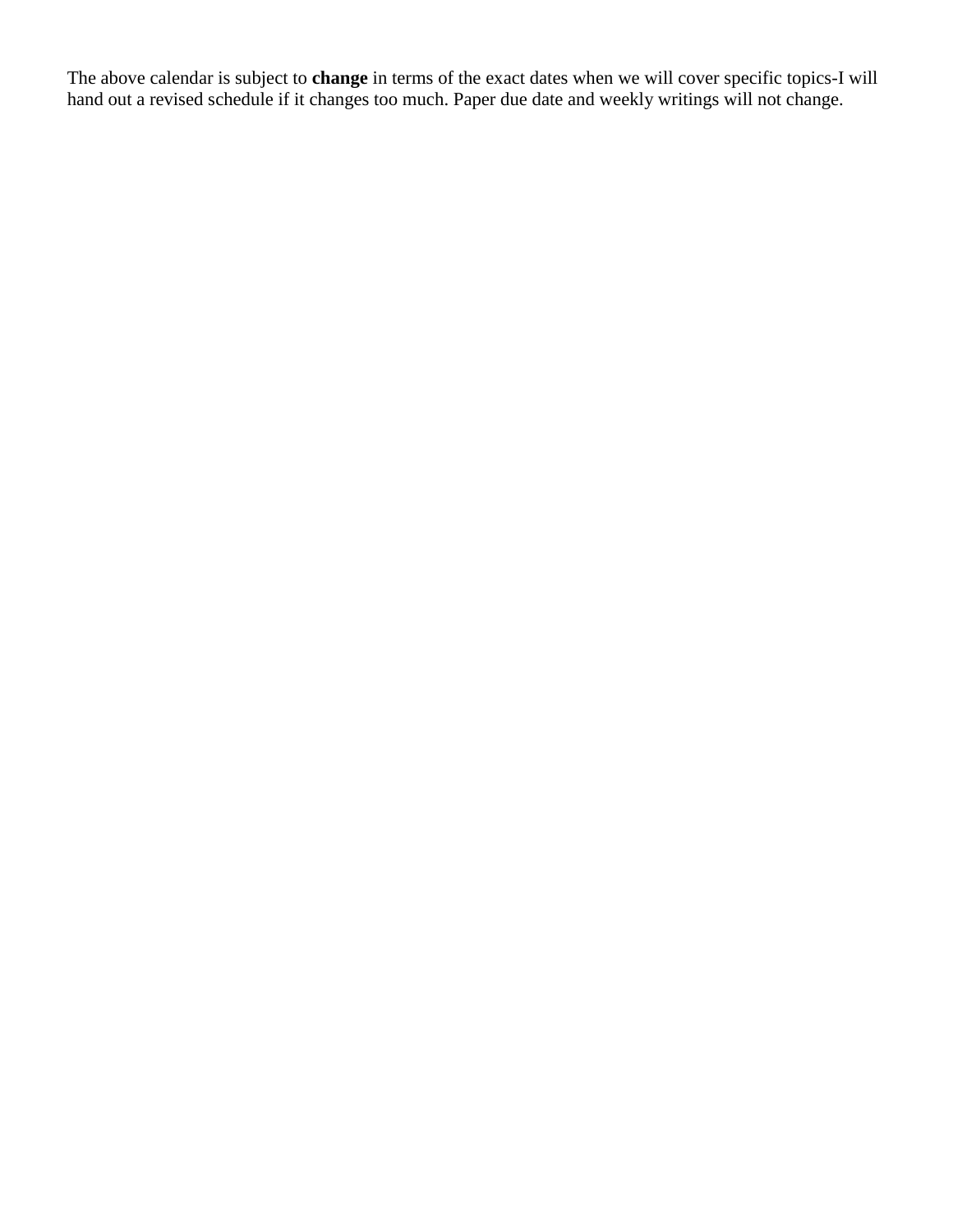The above calendar is subject to **change** in terms of the exact dates when we will cover specific topics-I will hand out a revised schedule if it changes too much. Paper due date and weekly writings will not change.